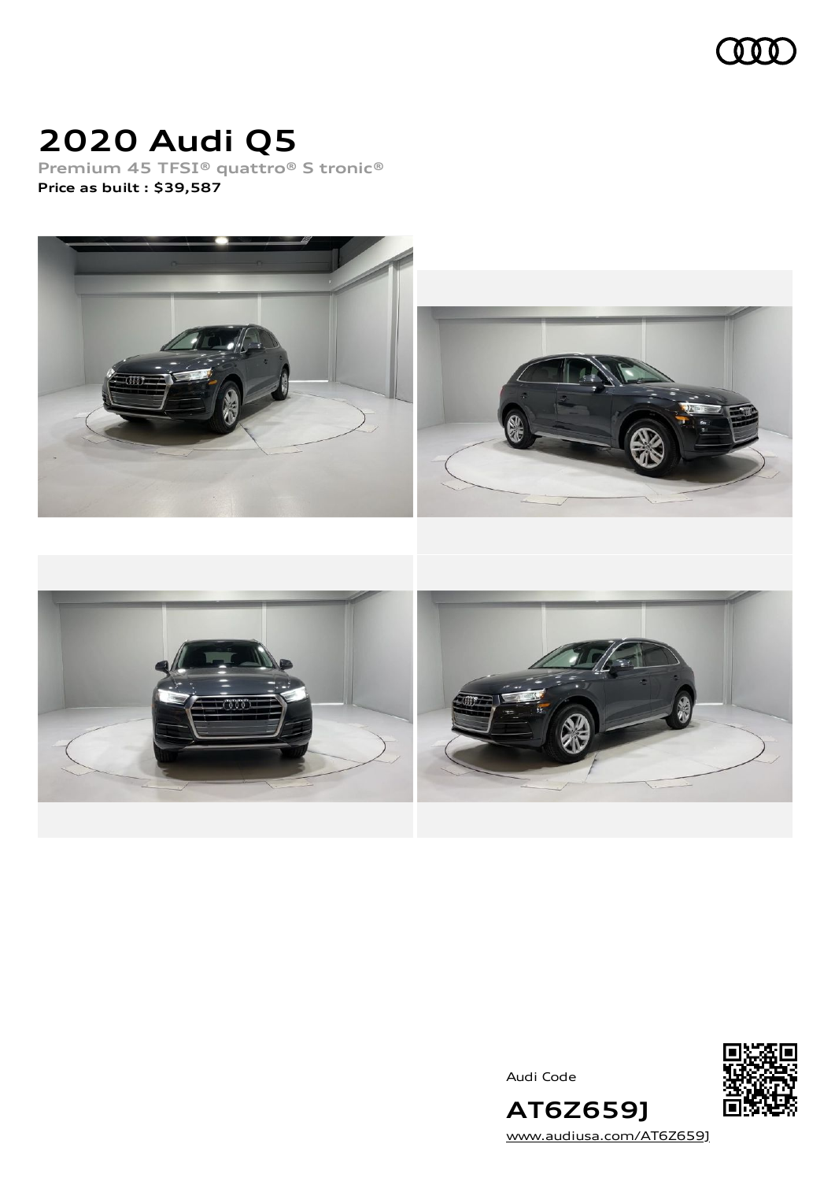# 2020 Audi Q5

**Premium 45 TFSI® quattro® S tronic®**

**Price as built : $39,587**

Audi Code

**AT6Z659J**

www.audiusa.com/AT6Z659J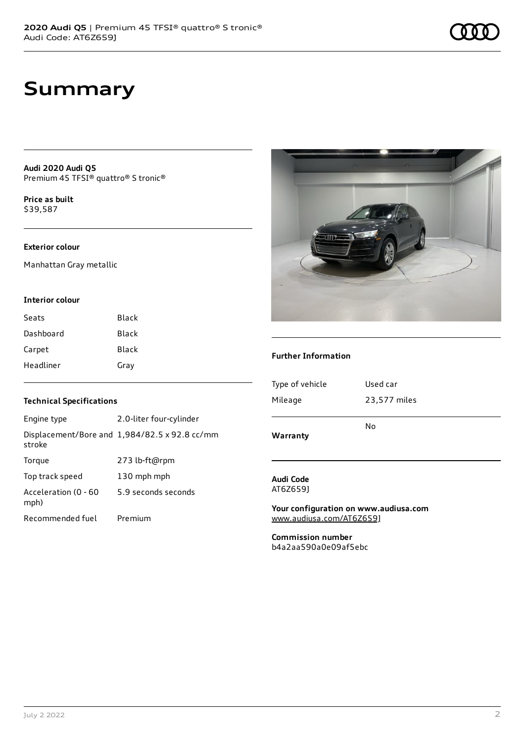# Summary

**Audi 2020 Audi Q5**
Premium 45 TFSI® quattro® S tronic®

**Price as built**
$39,587

### Exterior colour

Manhattan Gray metallic

### Interior colour

| | |
|---|---|
| Seats | Black |
| Dashboard | Black |
| Carpet | Black |
| Headliner | Gray |

### Technical Specifications

| | |
|---|---|
| Engine type | 2.0-liter four-cylinder |
| Displacement/Bore and stroke | 1,984/82.5 x 92.8 cc/mm |
| Torque | 273 lb-ft@rpm |
| Top track speed | 130 mph mph |
| Acceleration (0 - 60 mph) | 5.9 seconds seconds |
| Recommended fuel | Premium |

### Further Information

| | |
|---|---|
| Type of vehicle | Used car |
| Mileage | 23,577 miles |
| **Warranty** | No |

**Audi Code**
AT6Z659J

**Your configuration on www.audiusa.com**
www.audiusa.com/AT6Z659J

**Commission number**
b4a2aa590a0e09af5ebc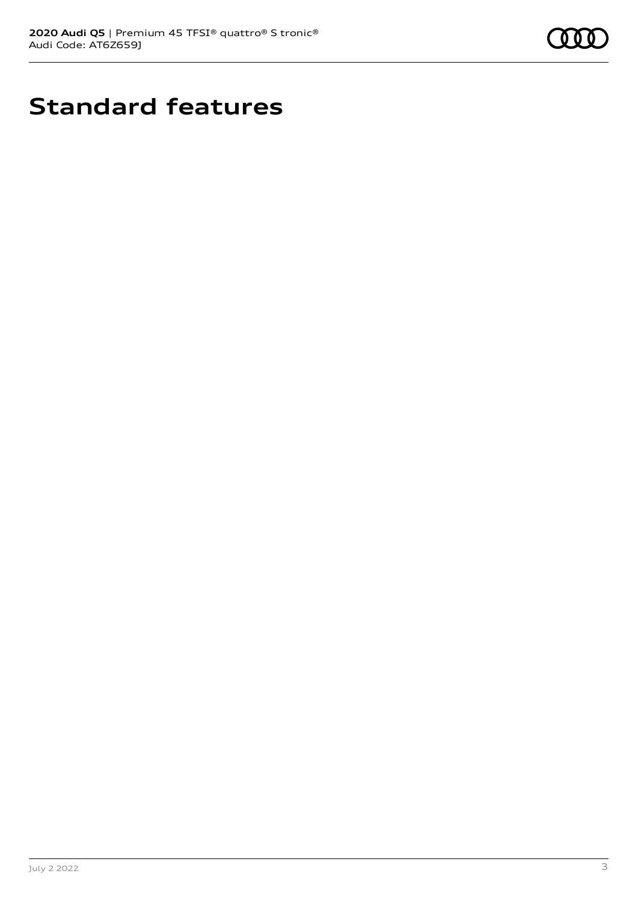# Standard features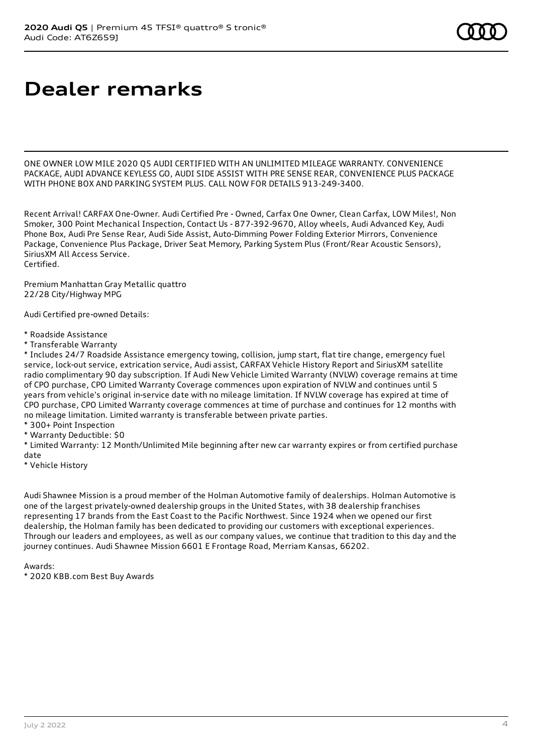# Dealer remarks

ONE OWNER LOW MILE 2020 Q5 AUDI CERTIFIED WITH AN UNLIMITED MILEAGE WARRANTY. CONVENIENCE PACKAGE, AUDI ADVANCE KEYLESS GO, AUDI SIDE ASSIST WITH PRE SENSE REAR, CONVENIENCE PLUS PACKAGE WITH PHONE BOX AND PARKING SYSTEM PLUS. CALL NOW FOR DETAILS 913-249-3400.

Recent Arrival! CARFAX One-Owner. Audi Certified Pre - Owned, Carfax One Owner, Clean Carfax, LOW Miles!, Non Smoker, 300 Point Mechanical Inspection, Contact Us - 877-392-9670, Alloy wheels, Audi Advanced Key, Audi Phone Box, Audi Pre Sense Rear, Audi Side Assist, Auto-Dimming Power Folding Exterior Mirrors, Convenience Package, Convenience Plus Package, Driver Seat Memory, Parking System Plus (Front/Rear Acoustic Sensors), SiriusXM All Access Service.
Certified.

Premium Manhattan Gray Metallic quattro
22/28 City/Highway MPG

Audi Certified pre-owned Details:

* Roadside Assistance
* Transferable Warranty
* Includes 24/7 Roadside Assistance emergency towing, collision, jump start, flat tire change, emergency fuel service, lock-out service, extrication service, Audi assist, CARFAX Vehicle History Report and SiriusXM satellite radio complimentary 90 day subscription. If Audi New Vehicle Limited Warranty (NVLW) coverage remains at time of CPO purchase, CPO Limited Warranty Coverage commences upon expiration of NVLW and continues until 5 years from vehicle's original in-service date with no mileage limitation. If NVLW coverage has expired at time of CPO purchase, CPO Limited Warranty coverage commences at time of purchase and continues for 12 months with no mileage limitation. Limited warranty is transferable between private parties.
* 300+ Point Inspection
* Warranty Deductible: $0
* Limited Warranty: 12 Month/Unlimited Mile beginning after new car warranty expires or from certified purchase date
* Vehicle History

Audi Shawnee Mission is a proud member of the Holman Automotive family of dealerships. Holman Automotive is one of the largest privately-owned dealership groups in the United States, with 38 dealership franchises representing 17 brands from the East Coast to the Pacific Northwest. Since 1924 when we opened our first dealership, the Holman family has been dedicated to providing our customers with exceptional experiences. Through our leaders and employees, as well as our company values, we continue that tradition to this day and the journey continues. Audi Shawnee Mission 6601 E Frontage Road, Merriam Kansas, 66202.

Awards:
* 2020 KBB.com Best Buy Awards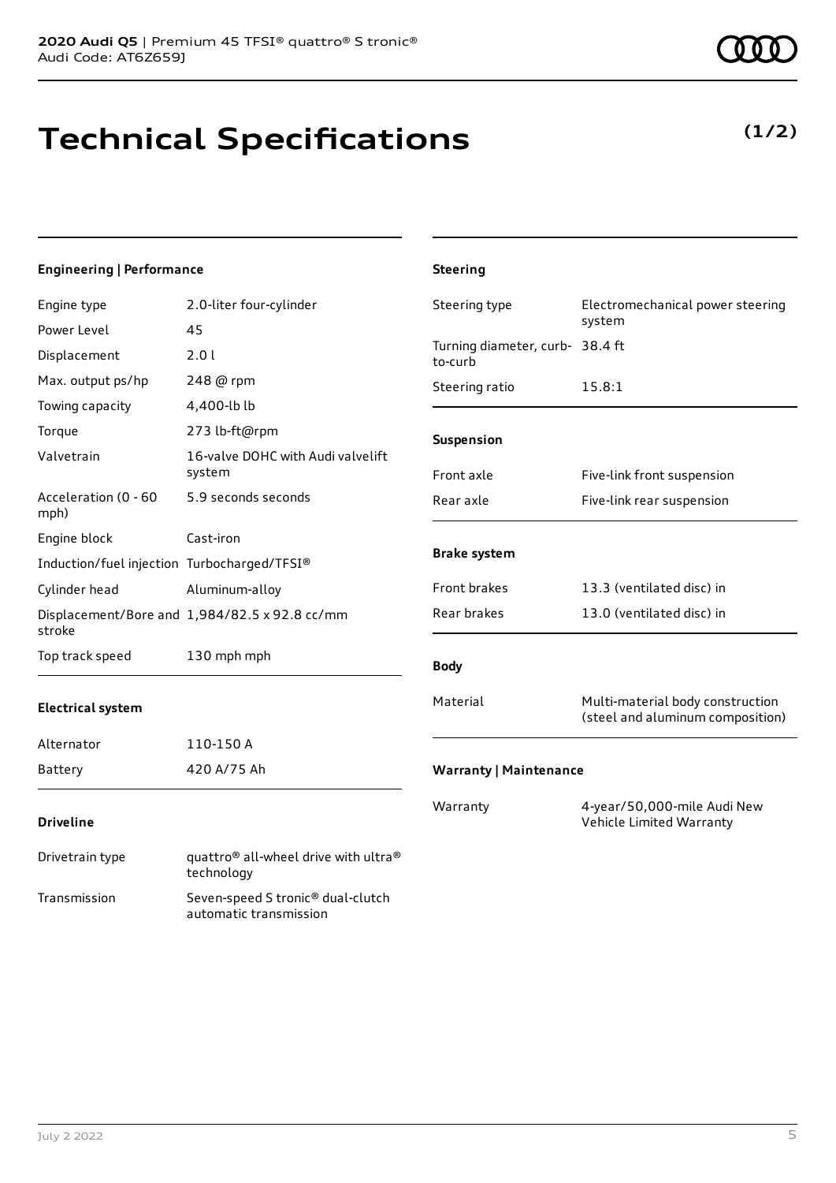# Technical Specifications

**(1/2)**

### Engineering | Performance

| | |
|---|---|
| Engine type | 2.0-liter four-cylinder |
| Power Level | 45 |
| Displacement | 2.0 l |
| Max. output ps/hp | 248 @ rpm |
| Towing capacity | 4,400-lb lb |
| Torque | 273 lb-ft@rpm |
| Valvetrain | 16-valve DOHC with Audi valvelift system |
| Acceleration (0 - 60 mph) | 5.9 seconds seconds |
| Engine block | Cast-iron |
| Induction/fuel injection | Turbocharged/TFSI® |
| Cylinder head | Aluminum-alloy |
| Displacement/Bore and stroke | 1,984/82.5 x 92.8 cc/mm |
| Top track speed | 130 mph mph |

### Electrical system

| | |
|---|---|
| Alternator | 110-150 A |
| Battery | 420 A/75 Ah |

### Driveline

| | |
|---|---|
| Drivetrain type | quattro® all-wheel drive with ultra® technology |
| Transmission | Seven-speed S tronic® dual-clutch automatic transmission |

### Steering

| | |
|---|---|
| Steering type | Electromechanical power steering system |
| Turning diameter, curb-to-curb | 38.4 ft |
| Steering ratio | 15.8:1 |

### Suspension

| | |
|---|---|
| Front axle | Five-link front suspension |
| Rear axle | Five-link rear suspension |

### Brake system

| | |
|---|---|
| Front brakes | 13.3 (ventilated disc) in |
| Rear brakes | 13.0 (ventilated disc) in |

### Body

| | |
|---|---|
| Material | Multi-material body construction (steel and aluminum composition) |

### Warranty | Maintenance

| | |
|---|---|
| Warranty | 4-year/50,000-mile Audi New Vehicle Limited Warranty |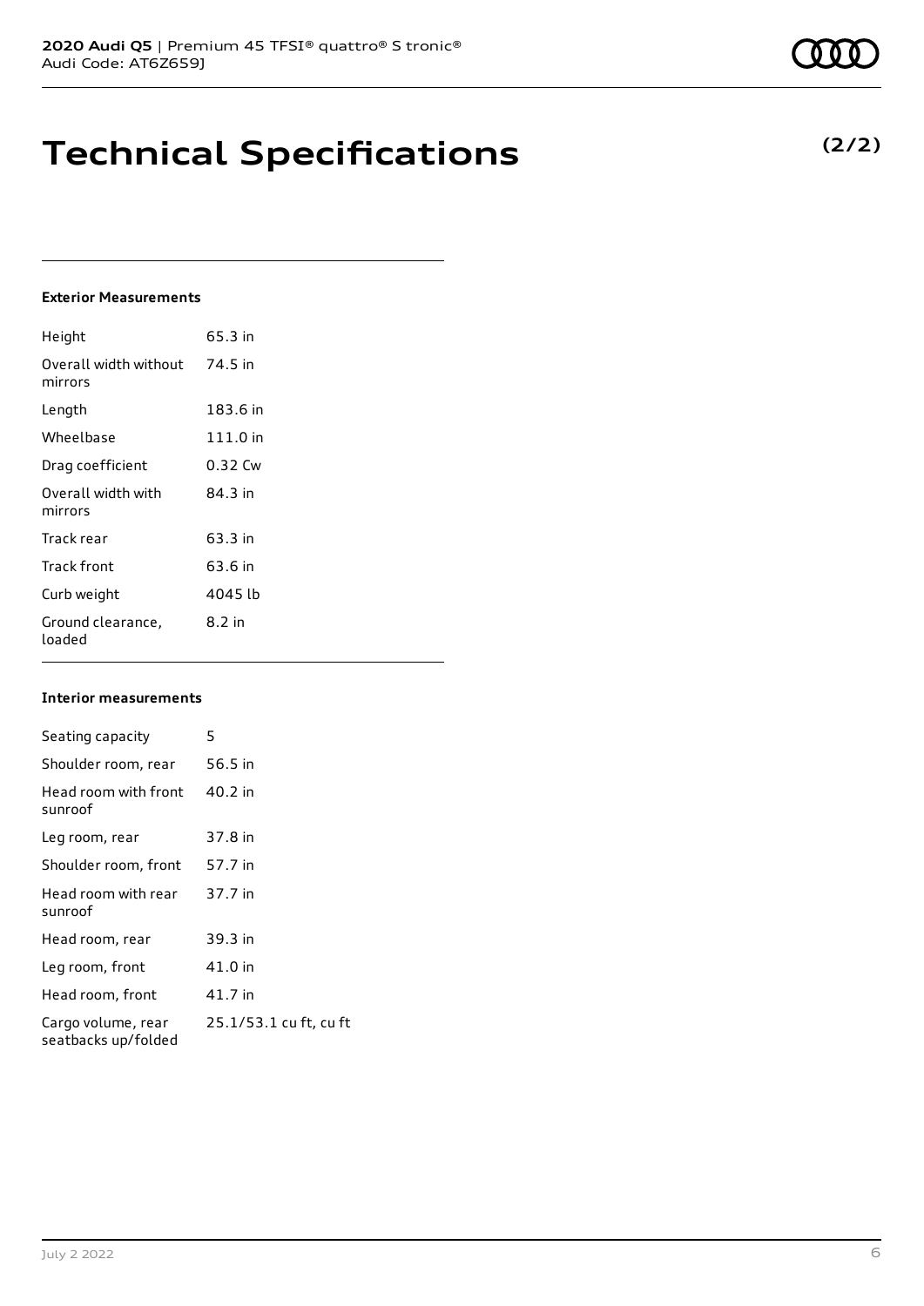# Technical Specifications

**(2/2)**

#### Exterior Measurements

| | |
|---|---|
| Height | 65.3 in |
| Overall width without mirrors | 74.5 in |
| Length | 183.6 in |
| Wheelbase | 111.0 in |
| Drag coefficient | 0.32 Cw |
| Overall width with mirrors | 84.3 in |
| Track rear | 63.3 in |
| Track front | 63.6 in |
| Curb weight | 4045 lb |
| Ground clearance, loaded | 8.2 in |

#### Interior measurements

| | |
|---|---|
| Seating capacity | 5 |
| Shoulder room, rear | 56.5 in |
| Head room with front sunroof | 40.2 in |
| Leg room, rear | 37.8 in |
| Shoulder room, front | 57.7 in |
| Head room with rear sunroof | 37.7 in |
| Head room, rear | 39.3 in |
| Leg room, front | 41.0 in |
| Head room, front | 41.7 in |
| Cargo volume, rear seatbacks up/folded | 25.1/53.1 cu ft, cu ft |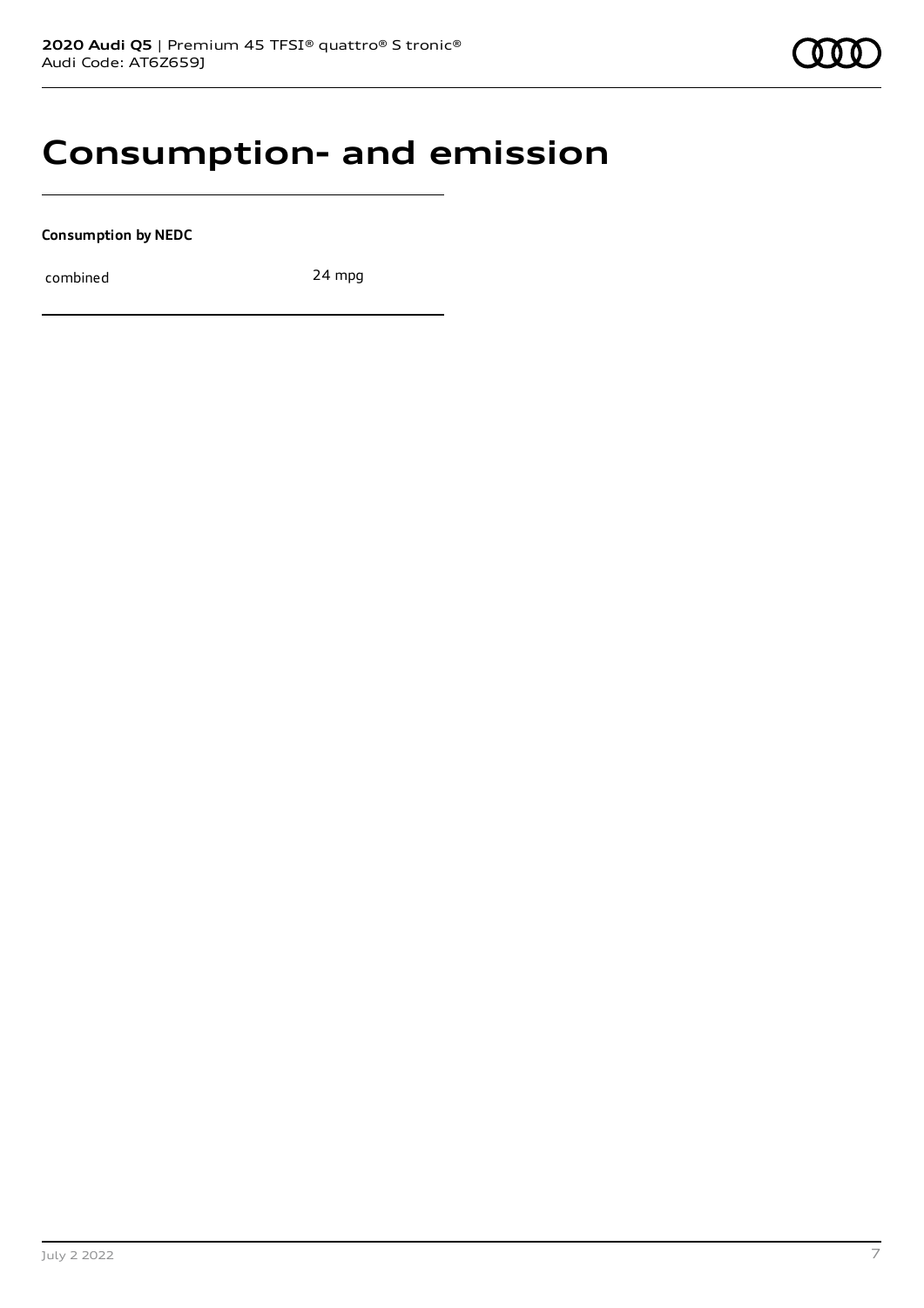# Consumption- and emission

**Consumption by NEDC**

| combined | 24 mpg |
|---|---|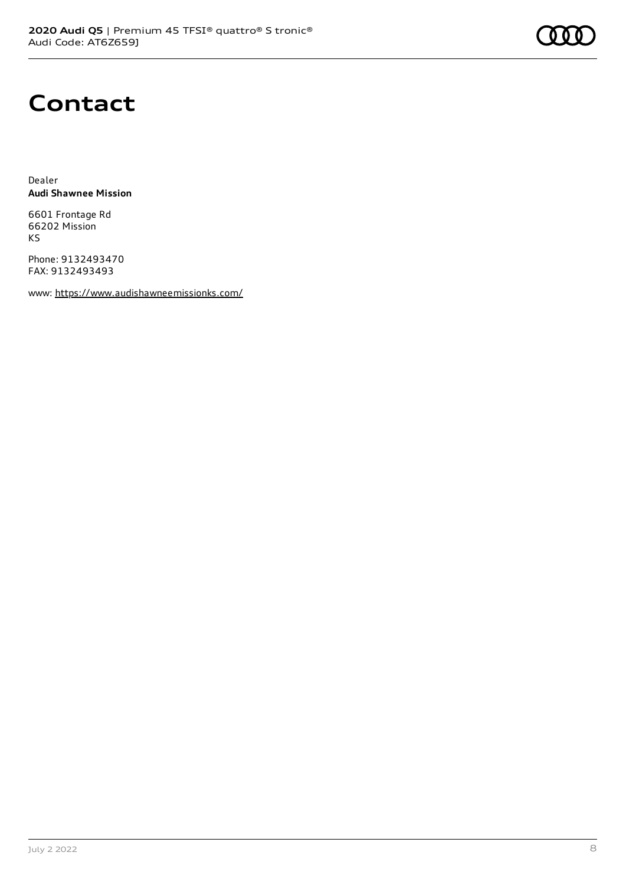# Contact

Dealer
**Audi Shawnee Mission**

6601 Frontage Rd
66202 Mission
KS

Phone: 9132493470
FAX: 9132493493

www: https://www.audishawneemissionks.com/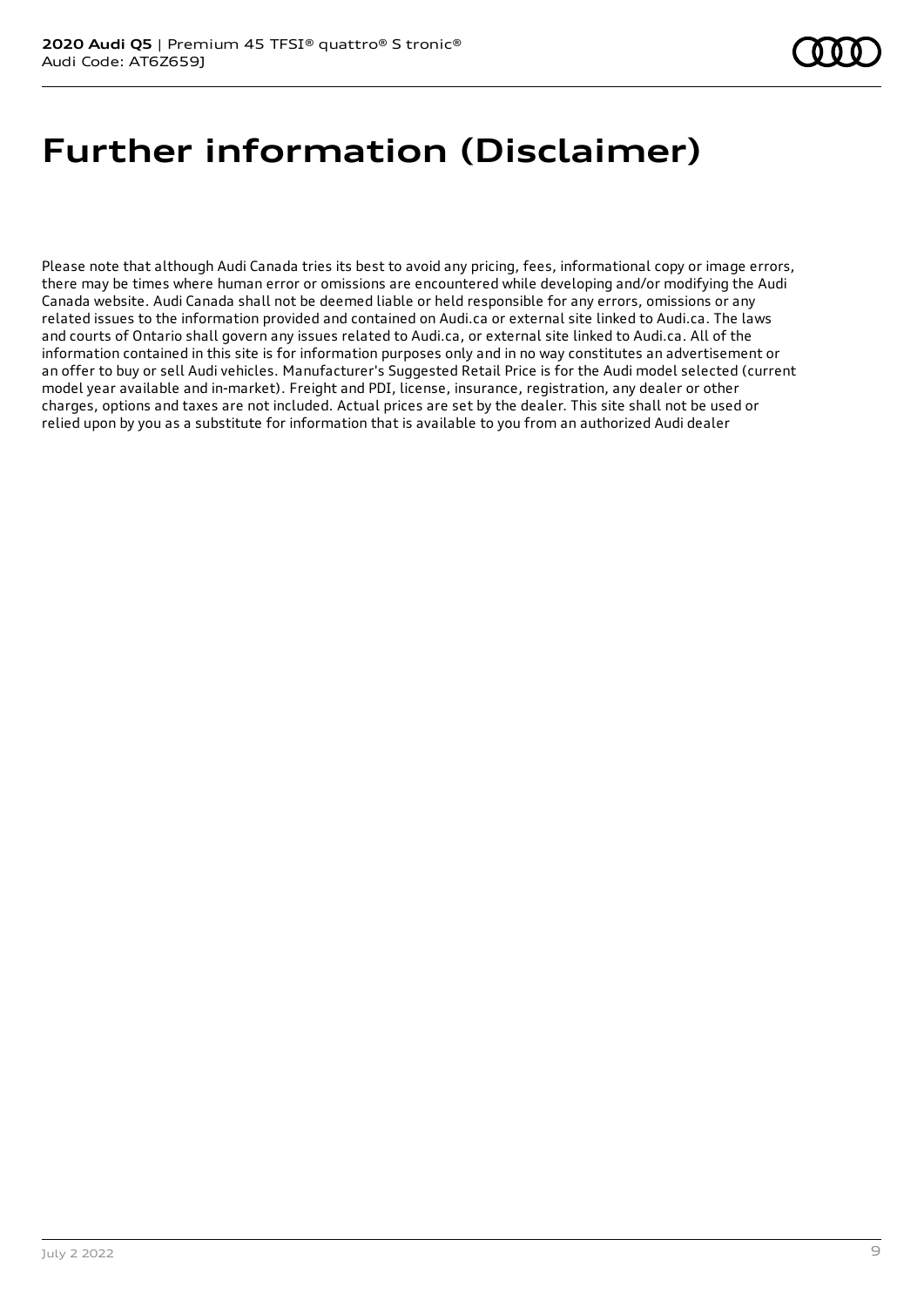# Further information (Disclaimer)

Please note that although Audi Canada tries its best to avoid any pricing, fees, informational copy or image errors, there may be times where human error or omissions are encountered while developing and/or modifying the Audi Canada website. Audi Canada shall not be deemed liable or held responsible for any errors, omissions or any related issues to the information provided and contained on Audi.ca or external site linked to Audi.ca. The laws and courts of Ontario shall govern any issues related to Audi.ca, or external site linked to Audi.ca. All of the information contained in this site is for information purposes only and in no way constitutes an advertisement or an offer to buy or sell Audi vehicles. Manufacturer's Suggested Retail Price is for the Audi model selected (current model year available and in-market). Freight and PDI, license, insurance, registration, any dealer or other charges, options and taxes are not included. Actual prices are set by the dealer. This site shall not be used or relied upon by you as a substitute for information that is available to you from an authorized Audi dealer